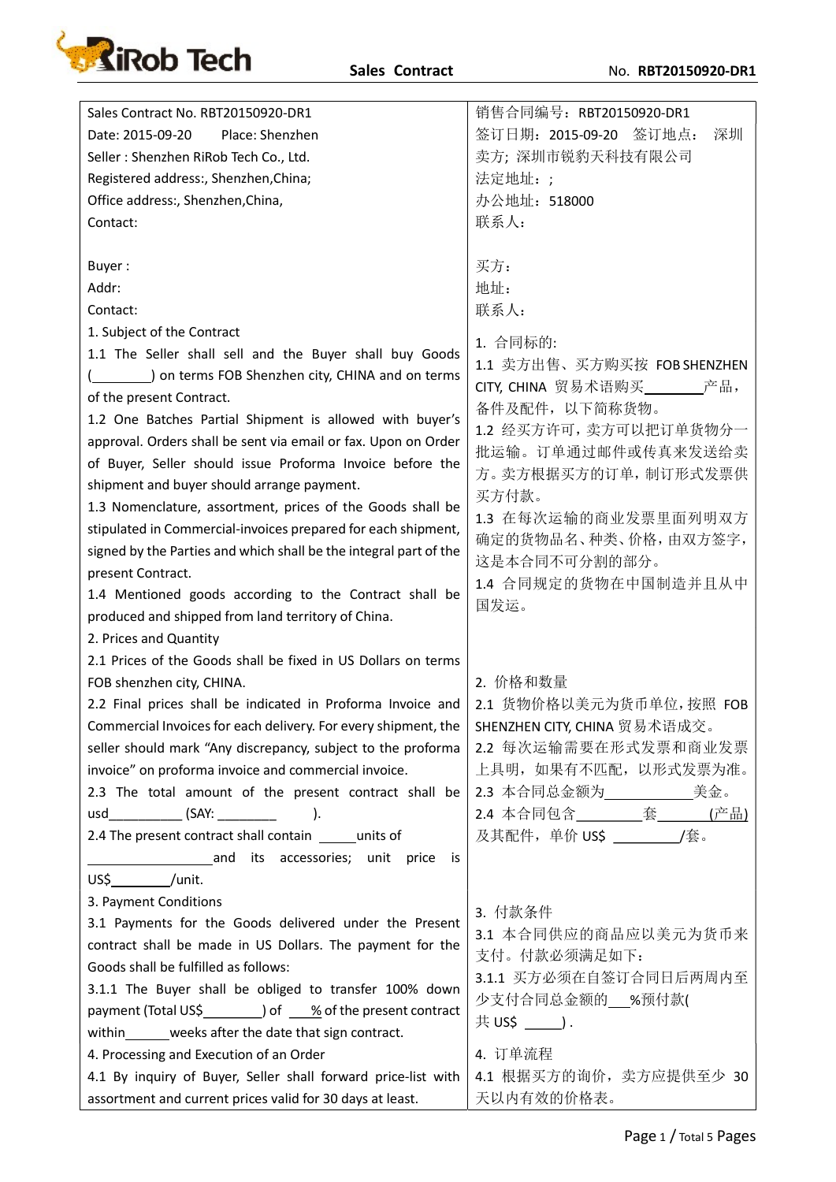# Sales Contract

No. **RBT20150920-DR1**

| | |
|---|---|
| Sales Contract No. RBT20150920-DR1<br>Date: 2015-09-20 Place: Shenzhen<br>Seller : Shenzhen RiRob Tech Co., Ltd.<br>Registered address:, Shenzhen,China;<br>Office address:, Shenzhen,China,<br>Contact:<br><br>Buyer :<br>Addr:<br>Contact: | 销售合同编号：RBT20150920-DR1<br>签订日期：2015-09-20 签订地点： 深圳<br>卖方；深圳市锐豹天科技有限公司<br>法定地址：；<br>办公地址：518000<br>联系人：<br><br>买方：<br>地址：<br>联系人： |
| 1. Subject of the Contract<br>1.1 The Seller shall sell and the Buyer shall buy Goods (________) on terms FOB Shenzhen city, CHINA and on terms of the present Contract.<br>1.2 One Batches Partial Shipment is allowed with buyer's approval. Orders shall be sent via email or fax. Upon on Order of Buyer, Seller should issue Proforma Invoice before the shipment and buyer should arrange payment.<br>1.3 Nomenclature, assortment, prices of the Goods shall be stipulated in Commercial-invoices prepared for each shipment, signed by the Parties and which shall be the integral part of the present Contract.<br>1.4 Mentioned goods according to the Contract shall be produced and shipped from land territory of China. | 1. 合同标的:<br>1.1 卖方出售、买方购买按 FOB SHENZHEN CITY, CHINA 贸易术语购买________产品，备件及配件，以下简称货物。<br>1.2 经买方许可，卖方可以把订单货物分一批运输。订单通过邮件或传真来发送给卖方。卖方根据买方的订单，制订形式发票供买方付款。<br>1.3 在每次运输的商业发票里面列明双方确定的货物品名、种类、价格，由双方签字，这是本合同不可分割的部分。<br>1.4 合同规定的货物在中国制造并且从中国发运。 |
| 2. Prices and Quantity<br>2.1 Prices of the Goods shall be fixed in US Dollars on terms FOB shenzhen city, CHINA.<br>2.2 Final prices shall be indicated in Proforma Invoice and Commercial Invoices for each delivery. For every shipment, the seller should mark "Any discrepancy, subject to the proforma invoice" on proforma invoice and commercial invoice.<br>2.3 The total amount of the present contract shall be usd__________ (SAY: ________ ).<br>2.4 The present contract shall contain _____units of __________________and its accessories; unit price is US$________/unit. | 2. 价格和数量<br>2.1 货物价格以美元为货币单位，按照 FOB SHENZHEN CITY, CHINA 贸易术语成交。<br>2.2 每次运输需要在形式发票和商业发票上具明，如果有不匹配，以形式发票为准。<br>2.3 本合同总金额为___________美金。<br>2.4 本合同包含_________套_______(产品)及其配件，单价 US$ _________/套。 |
| 3. Payment Conditions<br>3.1 Payments for the Goods delivered under the Present contract shall be made in US Dollars. The payment for the Goods shall be fulfilled as follows:<br>3.1.1 The Buyer shall be obliged to transfer 100% down payment (Total US$________) of ___% of the present contract within______weeks after the date that sign contract. | 3. 付款条件<br>3.1 本合同供应的商品应以美元为货币来支付。付款必须满足如下：<br>3.1.1 买方必须在自签订合同日后两周内至少支付合同总金额的___%预付款(共 US$ _____) . |
| 4. Processing and Execution of an Order<br>4.1 By inquiry of Buyer, Seller shall forward price-list with assortment and current prices valid for 30 days at least. | 4. 订单流程<br>4.1 根据买方的询价，卖方应提供至少 30 天以内有效的价格表。 |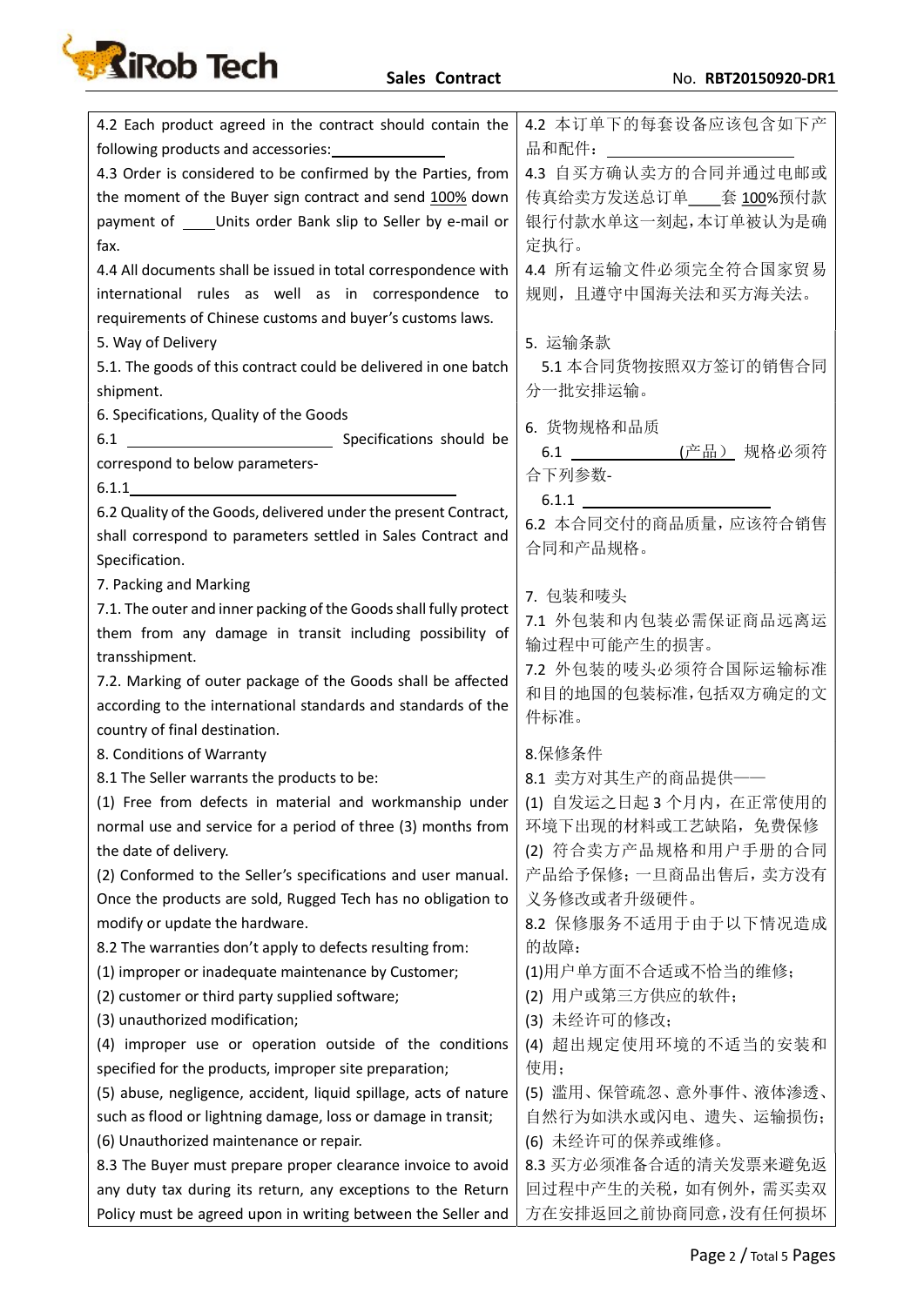| | |
|---|---|
| 4.2 Each product agreed in the contract should contain the following products and accessories:\_\_\_\_\_\_\_\_\_\_\_\_\_\_ | 4.2 本订单下的每套设备应该包含如下产品和配件：\_\_\_\_\_\_\_\_\_\_\_\_\_\_ |
| 4.3 Order is considered to be confirmed by the Parties, from the moment of the Buyer sign contract and send 100% down payment of \_\_\_\_Units order Bank slip to Seller by e-mail or fax. | 4.3 自买方确认卖方的合同并通过电邮或传真给卖方发送总订单\_\_\_\_套 100%预付款银行付款水单这一刻起，本订单被认为是确定执行。 |
| 4.4 All documents shall be issued in total correspondence with international rules as well as in correspondence to requirements of Chinese customs and buyer's customs laws. | 4.4 所有运输文件必须完全符合国家贸易规则，且遵守中国海关法和买方海关法。 |
| 5. Way of Delivery<br>5.1. The goods of this contract could be delivered in one batch shipment. | 5. 运输条款<br>5.1 本合同货物按照双方签订的销售合同分一批安排运输。 |
| 6. Specifications, Quality of the Goods<br>6.1 \_\_\_\_\_\_\_\_\_\_\_\_\_\_\_\_\_\_ Specifications should be correspond to below parameters-<br>6.1.1\_\_\_\_\_\_\_\_\_\_\_\_\_\_\_\_\_\_\_\_\_\_\_\_\_\_\_\_<br>6.2 Quality of the Goods, delivered under the present Contract, shall correspond to parameters settled in Sales Contract and Specification. | 6. 货物规格和品质<br>6.1 \_\_\_\_\_\_\_\_\_\_\_(产品） 规格必须符合下列参数-<br>6.1.1 \_\_\_\_\_\_\_\_\_\_\_\_\_\_\_\_<br>6.2 本合同交付的商品质量，应该符合销售合同和产品规格。 |
| 7. Packing and Marking<br>7.1. The outer and inner packing of the Goods shall fully protect them from any damage in transit including possibility of transshipment.<br>7.2. Marking of outer package of the Goods shall be affected according to the international standards and standards of the country of final destination. | 7. 包装和唛头<br>7.1 外包装和内包装必需保证商品远离运输过程中可能产生的损害。<br>7.2 外包装的唛头必须符合国际运输标准和目的地国的包装标准，包括双方确定的文件标准。 |
| 8. Conditions of Warranty<br>8.1 The Seller warrants the products to be:<br>(1) Free from defects in material and workmanship under normal use and service for a period of three (3) months from the date of delivery.<br>(2) Conformed to the Seller's specifications and user manual. Once the products are sold, Rugged Tech has no obligation to modify or update the hardware.<br>8.2 The warranties don't apply to defects resulting from:<br>(1) improper or inadequate maintenance by Customer;<br>(2) customer or third party supplied software;<br>(3) unauthorized modification;<br>(4) improper use or operation outside of the conditions specified for the products, improper site preparation;<br>(5) abuse, negligence, accident, liquid spillage, acts of nature such as flood or lightning damage, loss or damage in transit;<br>(6) Unauthorized maintenance or repair.<br>8.3 The Buyer must prepare proper clearance invoice to avoid any duty tax during its return, any exceptions to the Return Policy must be agreed upon in writing between the Seller and | 8.保修条件<br>8.1 卖方对其生产的商品提供——<br>(1) 自发运之日起 3 个月内，在正常使用的环境下出现的材料或工艺缺陷，免费保修<br>(2) 符合卖方产品规格和用户手册的合同产品给予保修；一旦商品出售后，卖方没有义务修改或者升级硬件。<br>8.2 保修服务不适用于由于以下情况造成的故障：<br>(1)用户单方面不合适或不恰当的维修；<br>(2) 用户或第三方供应的软件；<br>(3) 未经许可的修改；<br>(4) 超出规定使用环境的不适当的安装和使用；<br>(5) 滥用、保管疏忽、意外事件、液体渗透、自然行为如洪水或闪电、遗失、运输损伤；<br>(6) 未经许可的保养或维修。<br>8.3 买方必须准备合适的清关发票来避免返回过程中产生的关税，如有例外，需买卖双方在安排返回之前协商同意，没有任何损坏 |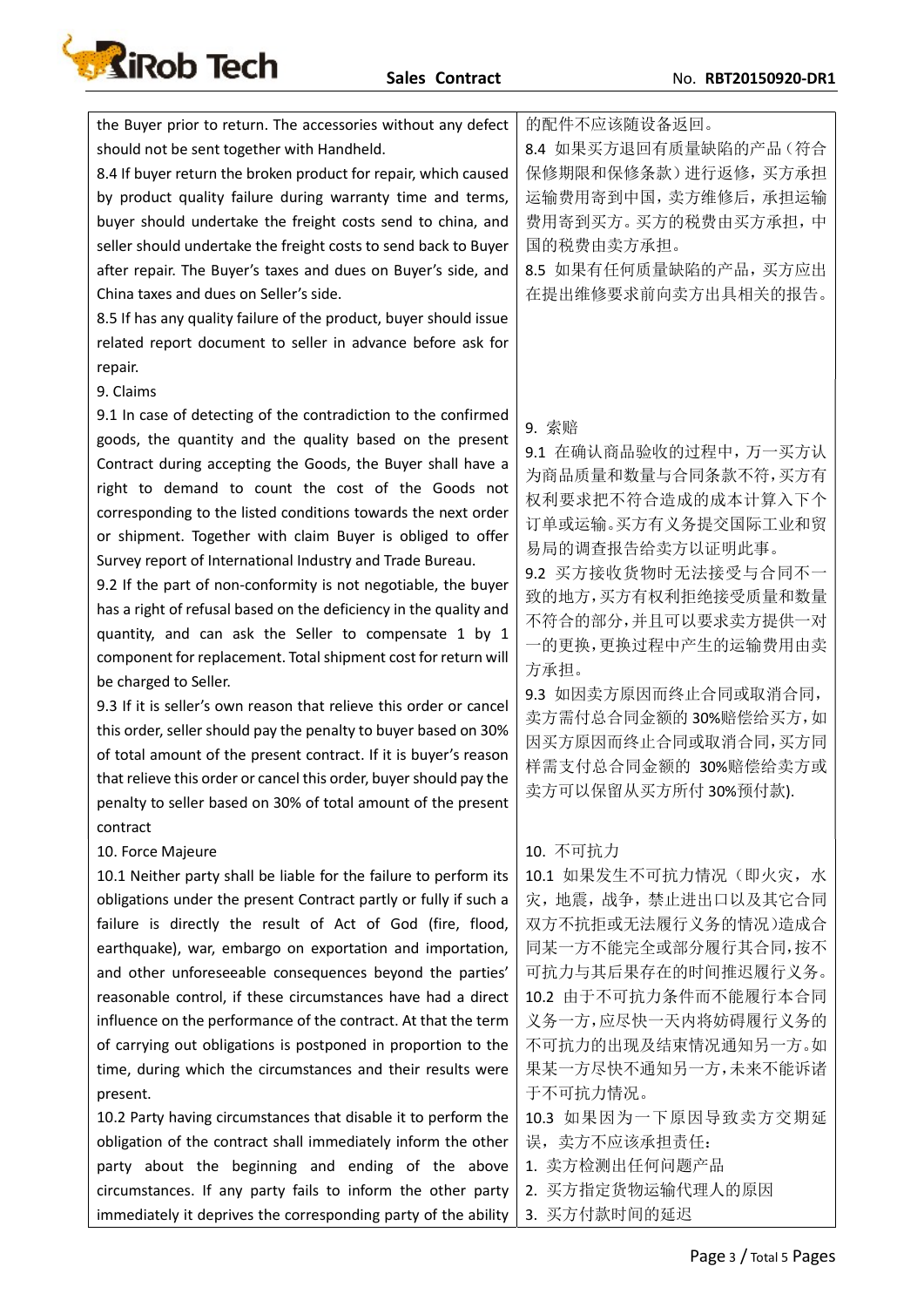| | |
|---|---|
| the Buyer prior to return. The accessories without any defect should not be sent together with Handheld.<br>8.4 If buyer return the broken product for repair, which caused by product quality failure during warranty time and terms, buyer should undertake the freight costs send to china, and seller should undertake the freight costs to send back to Buyer after repair. The Buyer's taxes and dues on Buyer's side, and China taxes and dues on Seller's side.<br>8.5 If has any quality failure of the product, buyer should issue related report document to seller in advance before ask for repair. | 的配件不应该随设备返回。<br>8.4 如果买方退回有质量缺陷的产品（符合保修期限和保修条款）进行返修，买方承担运输费用寄到中国，卖方维修后，承担运输费用寄到买方。买方的税费由买方承担，中国的税费由卖方承担。<br>8.5 如果有任何质量缺陷的产品，买方应出在提出维修要求前向卖方出具相关的报告。 |
| 9. Claims<br>9.1 In case of detecting of the contradiction to the confirmed goods, the quantity and the quality based on the present Contract during accepting the Goods, the Buyer shall have a right to demand to count the cost of the Goods not corresponding to the listed conditions towards the next order or shipment. Together with claim Buyer is obliged to offer Survey report of International Industry and Trade Bureau.<br>9.2 If the part of non-conformity is not negotiable, the buyer has a right of refusal based on the deficiency in the quality and quantity, and can ask the Seller to compensate 1 by 1 component for replacement. Total shipment cost for return will be charged to Seller.<br>9.3 If it is seller's own reason that relieve this order or cancel this order, seller should pay the penalty to buyer based on 30% of total amount of the present contract. If it is buyer's reason that relieve this order or cancel this order, buyer should pay the penalty to seller based on 30% of total amount of the present contract | 9. 索赔<br>9.1 在确认商品验收的过程中，万一买方认为商品质量和数量与合同条款不符，买方有权利要求把不符合造成的成本计算入下个订单或运输。买方有义务提交国际工业和贸易局的调查报告给卖方以证明此事。<br>9.2 买方接收货物时无法接受与合同不一致的地方，买方有权利拒绝接受质量和数量不符合的部分，并且可以要求卖方提供一对一的更换，更换过程中产生的运输费用由卖方承担。<br>9.3 如因卖方原因而终止合同或取消合同，卖方需付总合同金额的 30%赔偿给买方，如因买方原因而终止合同或取消合同，买方同样需支付总合同金额的 30%赔偿给卖方或卖方可以保留从买方所付 30%预付款). |
| 10. Force Majeure<br>10.1 Neither party shall be liable for the failure to perform its obligations under the present Contract partly or fully if such a failure is directly the result of Act of God (fire, flood, earthquake), war, embargo on exportation and importation, and other unforeseeable consequences beyond the parties' reasonable control, if these circumstances have had a direct influence on the performance of the contract. At that the term of carrying out obligations is postponed in proportion to the time, during which the circumstances and their results were present.<br>10.2 Party having circumstances that disable it to perform the obligation of the contract shall immediately inform the other party about the beginning and ending of the above circumstances. If any party fails to inform the other party immediately it deprives the corresponding party of the ability | 10. 不可抗力<br>10.1 如果发生不可抗力情况（即火灾，水灾，地震，战争，禁止进出口以及其它合同双方不抗拒或无法履行义务的情况）造成合同某一方不能完全或部分履行其合同，按不可抗力与其后果存在的时间推迟履行义务。<br>10.2 由于不可抗力条件而不能履行本合同义务一方，应尽快一天内将妨碍履行义务的不可抗力的出现及结束情况通知另一方。如果某一方尽快不通知另一方，未来不能诉诸于不可抗力情况。<br>10.3 如果因为一下原因导致卖方交期延误，卖方不应该承担责任：<br>1. 卖方检测出任何问题产品<br>2. 买方指定货物运输代理人的原因<br>3. 买方付款时间的延迟 |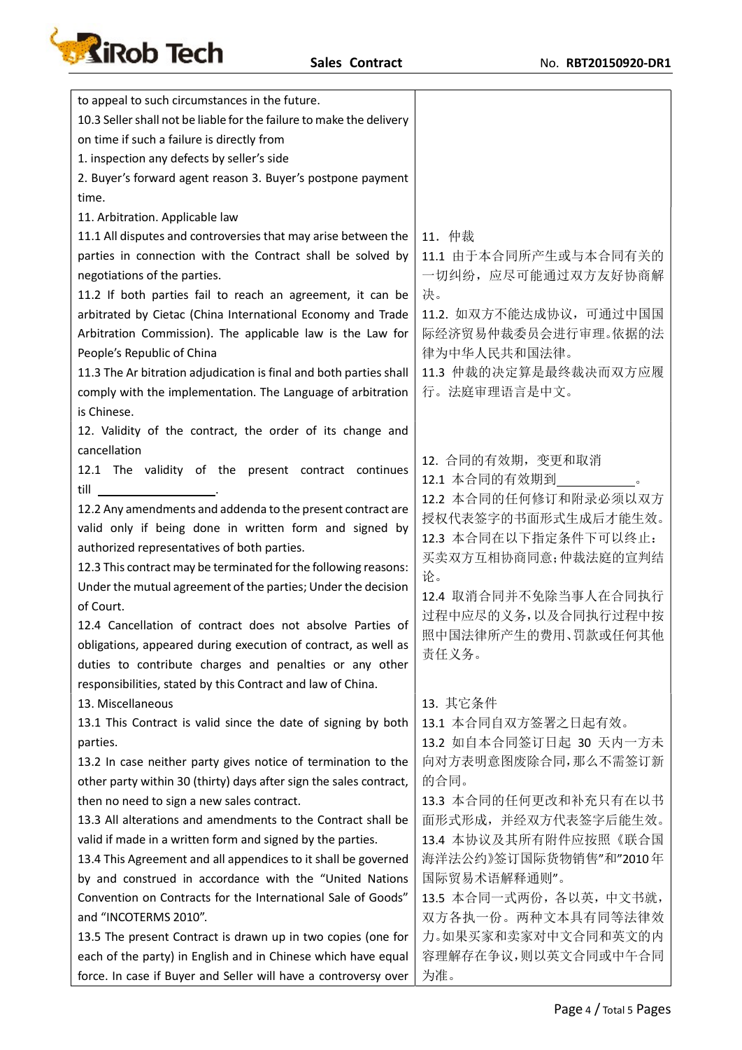| | |
|---|---|
| to appeal to such circumstances in the future.<br>10.3 Seller shall not be liable for the failure to make the delivery on time if such a failure is directly from<br>1. inspection any defects by seller's side<br>2. Buyer's forward agent reason 3. Buyer's postpone payment time. | |
| 11. Arbitration. Applicable law<br>11.1 All disputes and controversies that may arise between the parties in connection with the Contract shall be solved by negotiations of the parties.<br>11.2 If both parties fail to reach an agreement, it can be arbitrated by Cietac (China International Economy and Trade Arbitration Commission). The applicable law is the Law for People's Republic of China<br>11.3 The Ar bitration adjudication is final and both parties shall comply with the implementation. The Language of arbitration is Chinese. | 11．仲裁<br>11.1 由于本合同所产生或与本合同有关的一切纠纷，应尽可能通过双方友好协商解决。<br>11.2. 如双方不能达成协议，可通过中国国际经济贸易仲裁委员会进行审理。依据的法律为中华人民共和国法律。<br>11.3 仲裁的决定算是最终裁决而双方应履行。法庭审理语言是中文。 |
| 12. Validity of the contract, the order of its change and cancellation<br>12.1 The validity of the present contract continues till \_\_\_\_\_\_\_\_\_\_\_\_\_\_\_\_.<br>12.2 Any amendments and addenda to the present contract are valid only if being done in written form and signed by authorized representatives of both parties.<br>12.3 This contract may be terminated for the following reasons: Under the mutual agreement of the parties; Under the decision of Court.<br>12.4 Cancellation of contract does not absolve Parties of obligations, appeared during execution of contract, as well as duties to contribute charges and penalties or any other responsibilities, stated by this Contract and law of China. | 12. 合同的有效期，变更和取消<br>12.1 本合同的有效期到\_\_\_\_\_\_\_\_\_\_\_\_。<br>12.2 本合同的任何修订和附录必须以双方授权代表签字的书面形式生成后才能生效。<br>12.3 本合同在以下指定条件下可以终止：买卖双方互相协商同意；仲裁法庭的宣判结论。<br>12.4 取消合同并不免除当事人在合同执行过程中应尽的义务，以及合同执行过程中按照中国法律所产生的费用、罚款或任何其他责任义务。 |
| 13. Miscellaneous<br>13.1 This Contract is valid since the date of signing by both parties.<br>13.2 In case neither party gives notice of termination to the other party within 30 (thirty) days after sign the sales contract, then no need to sign a new sales contract.<br>13.3 All alterations and amendments to the Contract shall be valid if made in a written form and signed by the parties.<br>13.4 This Agreement and all appendices to it shall be governed by and construed in accordance with the "United Nations Convention on Contracts for the International Sale of Goods" and "INCOTERMS 2010".<br>13.5 The present Contract is drawn up in two copies (one for each of the party) in English and in Chinese which have equal force. In case if Buyer and Seller will have a controversy over | 13. 其它条件<br>13.1 本合同自双方签署之日起有效。<br>13.2 如自本合同签订日起 30 天内一方未向对方表明意图废除合同，那么不需签订新的合同。<br>13.3 本合同的任何更改和补充只有在以书面形式形成，并经双方代表签字后能生效。<br>13.4 本协议及其所有附件应按照《联合国海洋法公约》签订国际货物销售"和"2010 年国际贸易术语解释通则"。<br>13.5 本合同一式两份，各以英，中文书就，双方各执一份。两种文本具有同等法律效力。如果买家和卖家对中文合同和英文的内容理解存在争议，则以英文合同或中午合同为准。 |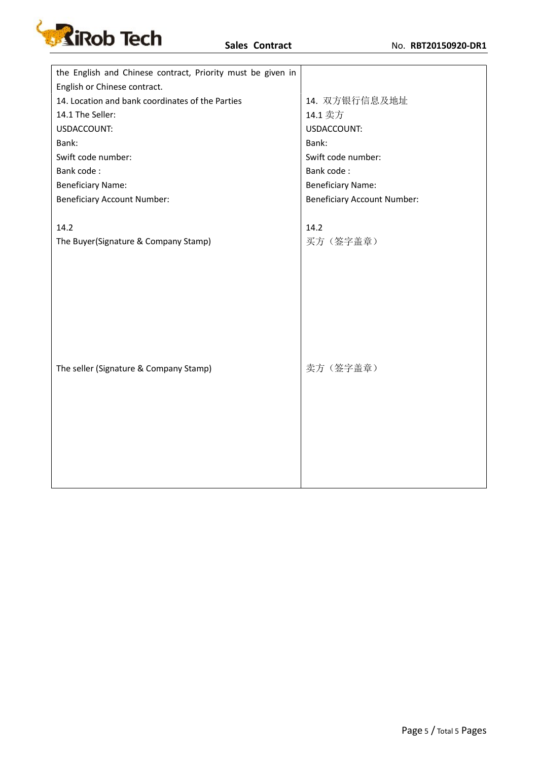| | |
|---|---|
| the English and Chinese contract, Priority must be given in English or Chinese contract. | |
| 14. Location and bank coordinates of the Parties | 14. 双方银行信息及地址 |
| 14.1 The Seller: | 14.1 卖方 |
| USDACCOUNT: | USDACCOUNT: |
| Bank: | Bank: |
| Swift code number: | Swift code number: |
| Bank code : | Bank code : |
| Beneficiary Name: | Beneficiary Name: |
| Beneficiary Account Number: | Beneficiary Account Number: |
| 14.2 | 14.2 |
| The Buyer(Signature & Company Stamp) | 买方（签字盖章） |
| The seller (Signature & Company Stamp) | 卖方（签字盖章） |